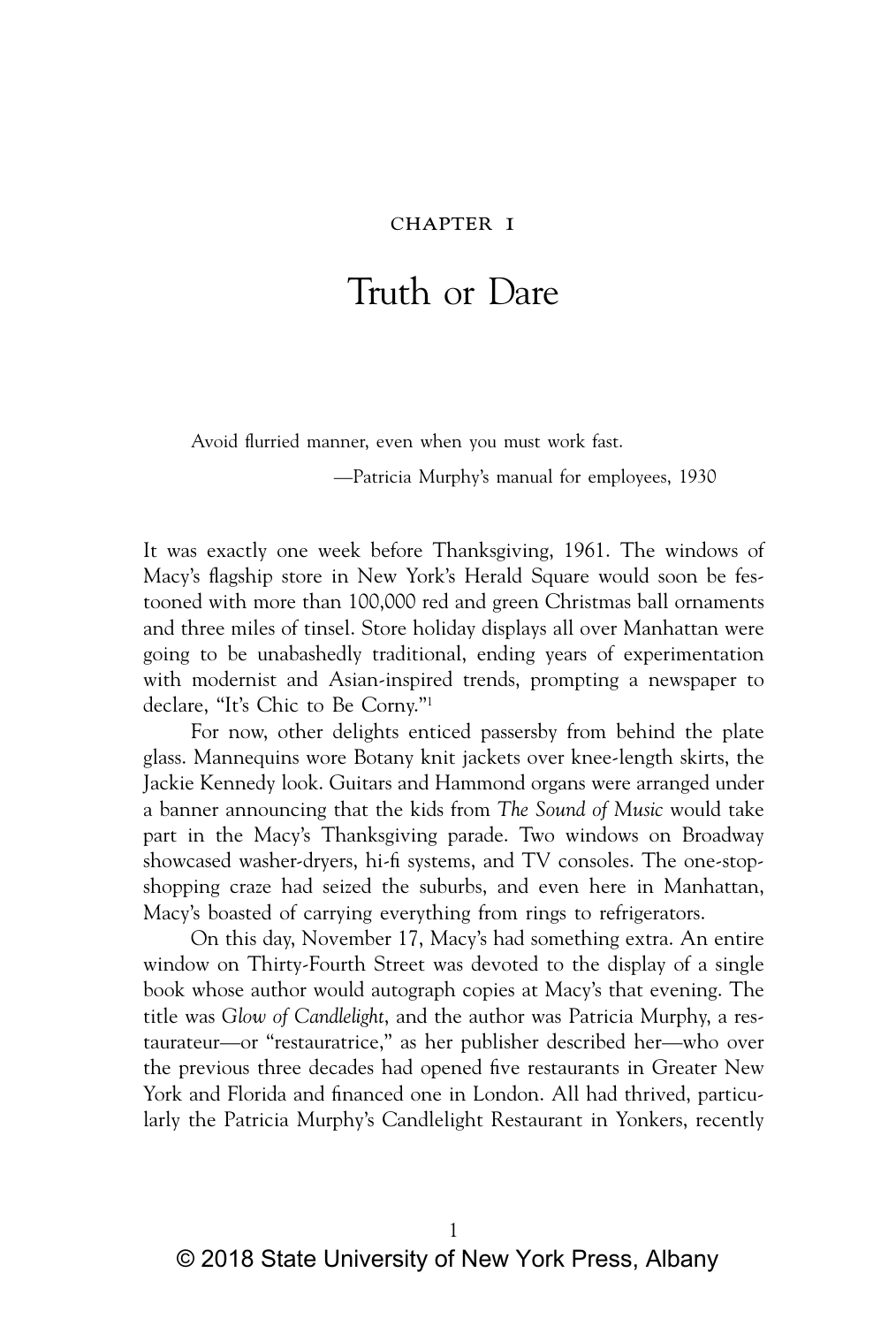# CHAPTER 1

# Truth or Dare

Avoid flurried manner, even when you must work fast.

—Patricia Murphy's manual for employees, 1930

It was exactly one week before Thanksgiving, 1961. The windows of Macy's flagship store in New York's Herald Square would soon be festooned with more than 100,000 red and green Christmas ball ornaments and three miles of tinsel. Store holiday displays all over Manhattan were going to be unabashedly traditional, ending years of experimentation with modernist and Asian-inspired trends, prompting a newspaper to declare, "It's Chic to Be Corny."[1]

For now, other delights enticed passersby from behind the plate glass. Mannequins wore Botany knit jackets over knee-length skirts, the Jackie Kennedy look. Guitars and Hammond organs were arranged under a banner announcing that the kids from *The Sound of Music* would take part in the Macy's Thanksgiving parade. Two windows on Broadway showcased washer-dryers, hi-fi systems, and TV consoles. The one-stop-shopping craze had seized the suburbs, and even here in Manhattan, Macy's boasted of carrying everything from rings to refrigerators.

On this day, November 17, Macy's had something extra. An entire window on Thirty-Fourth Street was devoted to the display of a single book whose author would autograph copies at Macy's that evening. The title was *Glow of Candlelight*, and the author was Patricia Murphy, a restaurateur—or "restauratrice," as her publisher described her—who over the previous three decades had opened five restaurants in Greater New York and Florida and financed one in London. All had thrived, particularly the Patricia Murphy's Candlelight Restaurant in Yonkers, recently

© 2018 State University of New York Press, Albany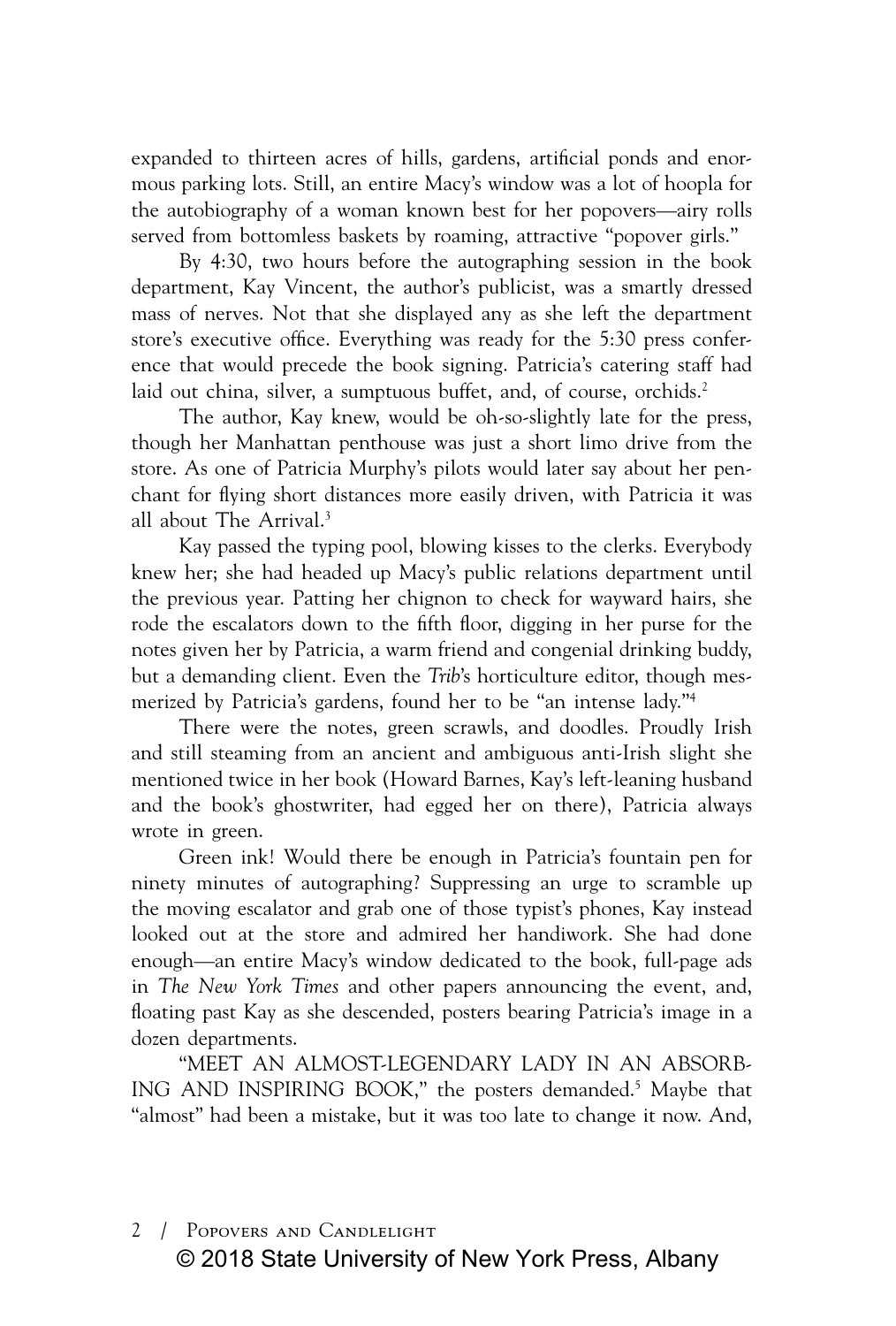expanded to thirteen acres of hills, gardens, artificial ponds and enormous parking lots. Still, an entire Macy's window was a lot of hoopla for the autobiography of a woman known best for her popovers—airy rolls served from bottomless baskets by roaming, attractive "popover girls."

By 4:30, two hours before the autographing session in the book department, Kay Vincent, the author's publicist, was a smartly dressed mass of nerves. Not that she displayed any as she left the department store's executive office. Everything was ready for the 5:30 press conference that would precede the book signing. Patricia's catering staff had laid out china, silver, a sumptuous buffet, and, of course, orchids.[2]

The author, Kay knew, would be oh-so-slightly late for the press, though her Manhattan penthouse was just a short limo drive from the store. As one of Patricia Murphy's pilots would later say about her penchant for flying short distances more easily driven, with Patricia it was all about The Arrival.[3]

Kay passed the typing pool, blowing kisses to the clerks. Everybody knew her; she had headed up Macy's public relations department until the previous year. Patting her chignon to check for wayward hairs, she rode the escalators down to the fifth floor, digging in her purse for the notes given her by Patricia, a warm friend and congenial drinking buddy, but a demanding client. Even the *Trib*'s horticulture editor, though mesmerized by Patricia's gardens, found her to be "an intense lady."[4]

There were the notes, green scrawls, and doodles. Proudly Irish and still steaming from an ancient and ambiguous anti-Irish slight she mentioned twice in her book (Howard Barnes, Kay's left-leaning husband and the book's ghostwriter, had egged her on there), Patricia always wrote in green.

Green ink! Would there be enough in Patricia's fountain pen for ninety minutes of autographing? Suppressing an urge to scramble up the moving escalator and grab one of those typist's phones, Kay instead looked out at the store and admired her handiwork. She had done enough—an entire Macy's window dedicated to the book, full-page ads in *The New York Times* and other papers announcing the event, and, floating past Kay as she descended, posters bearing Patricia's image in a dozen departments.

"MEET AN ALMOST-LEGENDARY LADY IN AN ABSORBING AND INSPIRING BOOK," the posters demanded.[5] Maybe that "almost" had been a mistake, but it was too late to change it now. And,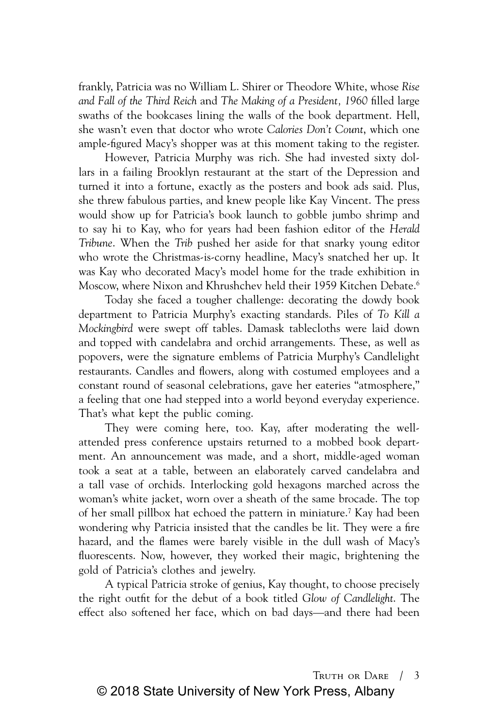frankly, Patricia was no William L. Shirer or Theodore White, whose *Rise and Fall of the Third Reich* and *The Making of a President, 1960* filled large swaths of the bookcases lining the walls of the book department. Hell, she wasn't even that doctor who wrote *Calories Don't Count*, which one ample-figured Macy's shopper was at this moment taking to the register.

However, Patricia Murphy was rich. She had invested sixty dollars in a failing Brooklyn restaurant at the start of the Depression and turned it into a fortune, exactly as the posters and book ads said. Plus, she threw fabulous parties, and knew people like Kay Vincent. The press would show up for Patricia's book launch to gobble jumbo shrimp and to say hi to Kay, who for years had been fashion editor of the *Herald Tribune*. When the *Trib* pushed her aside for that snarky young editor who wrote the Christmas-is-corny headline, Macy's snatched her up. It was Kay who decorated Macy's model home for the trade exhibition in Moscow, where Nixon and Khrushchev held their 1959 Kitchen Debate.[6]

Today she faced a tougher challenge: decorating the dowdy book department to Patricia Murphy's exacting standards. Piles of *To Kill a Mockingbird* were swept off tables. Damask tablecloths were laid down and topped with candelabra and orchid arrangements. These, as well as popovers, were the signature emblems of Patricia Murphy's Candlelight restaurants. Candles and flowers, along with costumed employees and a constant round of seasonal celebrations, gave her eateries "atmosphere," a feeling that one had stepped into a world beyond everyday experience. That's what kept the public coming.

They were coming here, too. Kay, after moderating the well-attended press conference upstairs returned to a mobbed book department. An announcement was made, and a short, middle-aged woman took a seat at a table, between an elaborately carved candelabra and a tall vase of orchids. Interlocking gold hexagons marched across the woman's white jacket, worn over a sheath of the same brocade. The top of her small pillbox hat echoed the pattern in miniature.[7] Kay had been wondering why Patricia insisted that the candles be lit. They were a fire hazard, and the flames were barely visible in the dull wash of Macy's fluorescents. Now, however, they worked their magic, brightening the gold of Patricia's clothes and jewelry.

A typical Patricia stroke of genius, Kay thought, to choose precisely the right outfit for the debut of a book titled *Glow of Candlelight*. The effect also softened her face, which on bad days—and there had been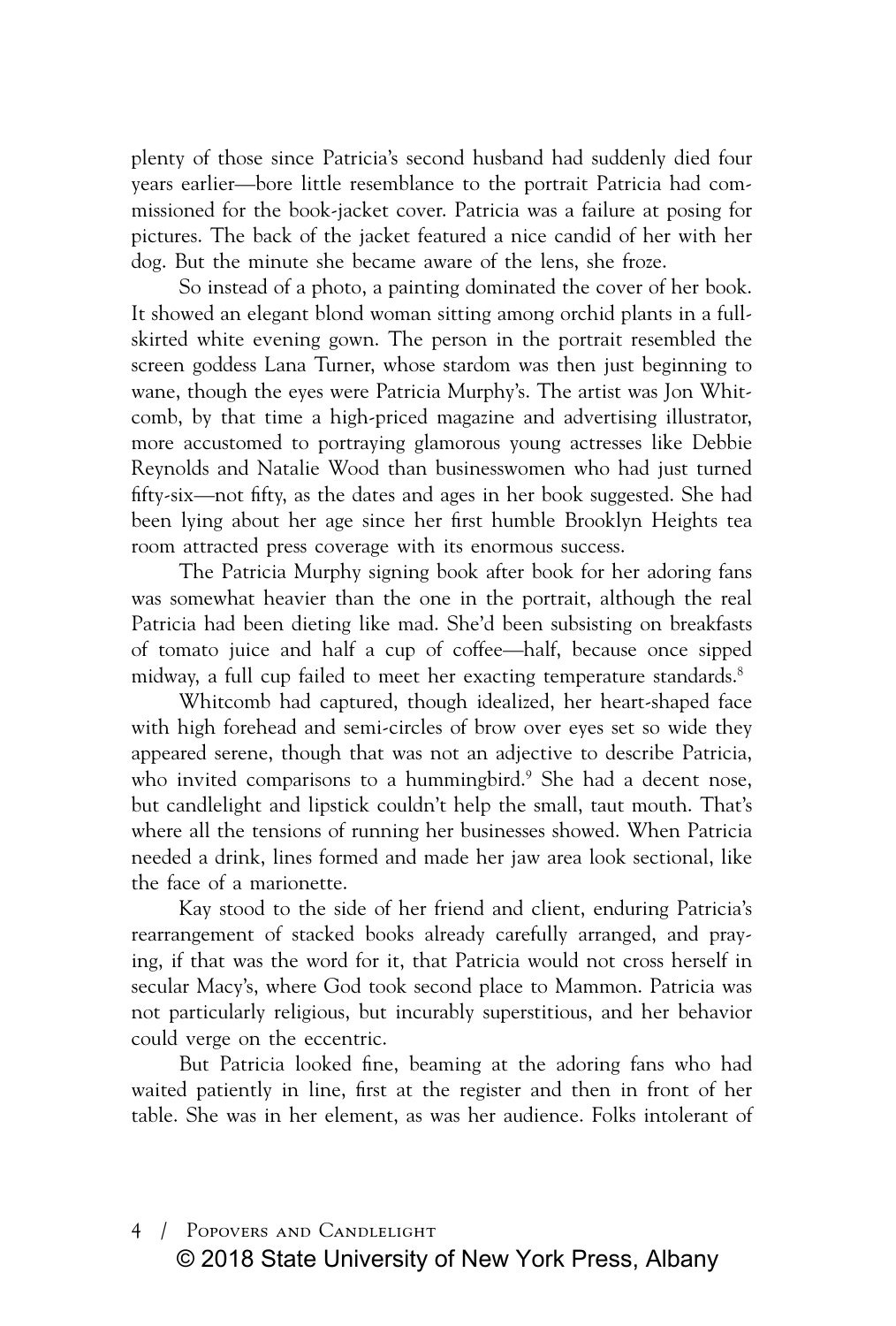plenty of those since Patricia's second husband had suddenly died four years earlier—bore little resemblance to the portrait Patricia had commissioned for the book-jacket cover. Patricia was a failure at posing for pictures. The back of the jacket featured a nice candid of her with her dog. But the minute she became aware of the lens, she froze.

So instead of a photo, a painting dominated the cover of her book. It showed an elegant blond woman sitting among orchid plants in a full-skirted white evening gown. The person in the portrait resembled the screen goddess Lana Turner, whose stardom was then just beginning to wane, though the eyes were Patricia Murphy's. The artist was Jon Whitcomb, by that time a high-priced magazine and advertising illustrator, more accustomed to portraying glamorous young actresses like Debbie Reynolds and Natalie Wood than businesswomen who had just turned fifty-six—not fifty, as the dates and ages in her book suggested. She had been lying about her age since her first humble Brooklyn Heights tea room attracted press coverage with its enormous success.

The Patricia Murphy signing book after book for her adoring fans was somewhat heavier than the one in the portrait, although the real Patricia had been dieting like mad. She'd been subsisting on breakfasts of tomato juice and half a cup of coffee—half, because once sipped midway, a full cup failed to meet her exacting temperature standards.[8]

Whitcomb had captured, though idealized, her heart-shaped face with high forehead and semi-circles of brow over eyes set so wide they appeared serene, though that was not an adjective to describe Patricia, who invited comparisons to a hummingbird.[9] She had a decent nose, but candlelight and lipstick couldn't help the small, taut mouth. That's where all the tensions of running her businesses showed. When Patricia needed a drink, lines formed and made her jaw area look sectional, like the face of a marionette.

Kay stood to the side of her friend and client, enduring Patricia's rearrangement of stacked books already carefully arranged, and praying, if that was the word for it, that Patricia would not cross herself in secular Macy's, where God took second place to Mammon. Patricia was not particularly religious, but incurably superstitious, and her behavior could verge on the eccentric.

But Patricia looked fine, beaming at the adoring fans who had waited patiently in line, first at the register and then in front of her table. She was in her element, as was her audience. Folks intolerant of

© 2018 State University of New York Press, Albany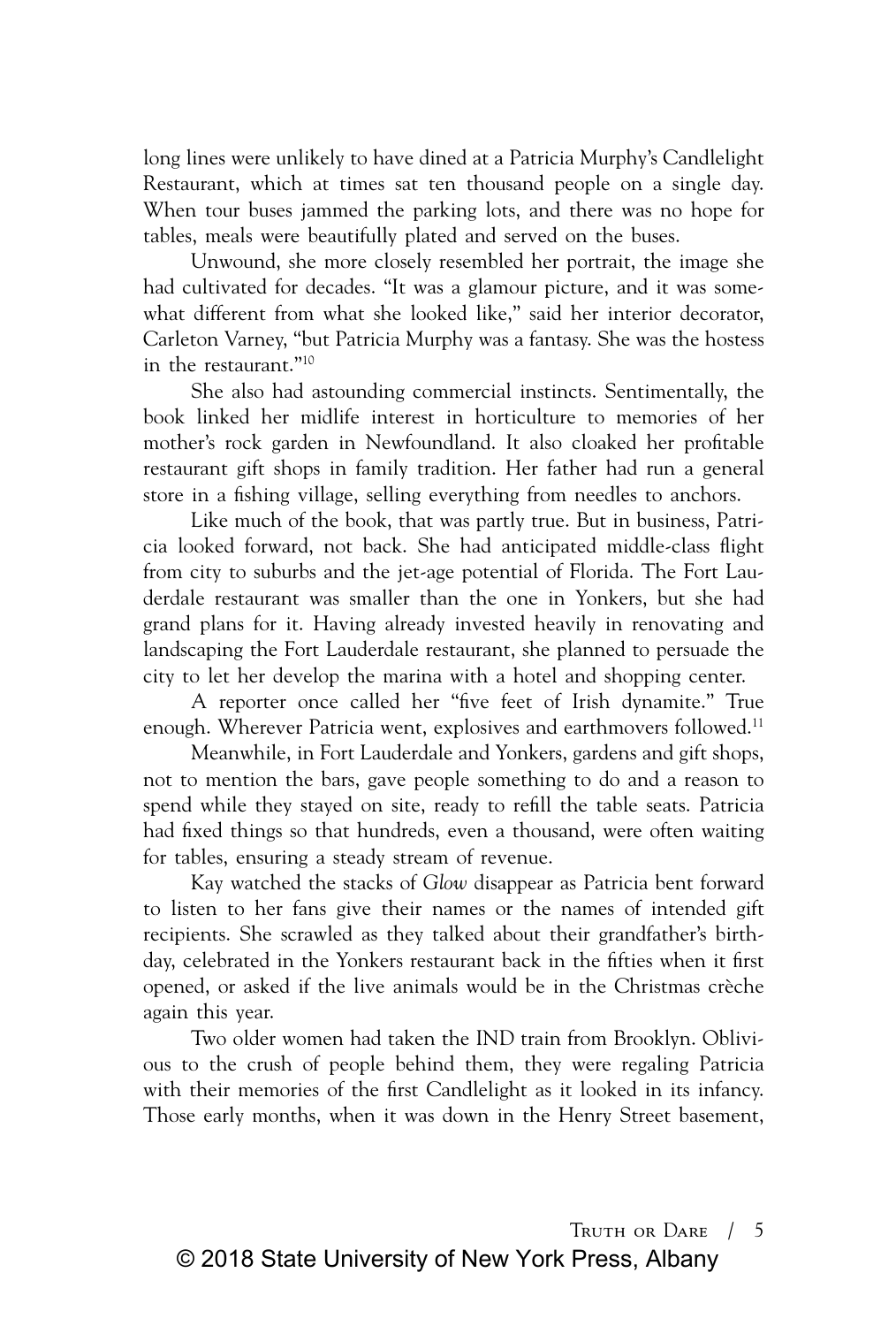long lines were unlikely to have dined at a Patricia Murphy's Candlelight Restaurant, which at times sat ten thousand people on a single day. When tour buses jammed the parking lots, and there was no hope for tables, meals were beautifully plated and served on the buses.

Unwound, she more closely resembled her portrait, the image she had cultivated for decades. "It was a glamour picture, and it was somewhat different from what she looked like," said her interior decorator, Carleton Varney, "but Patricia Murphy was a fantasy. She was the hostess in the restaurant."[10]

She also had astounding commercial instincts. Sentimentally, the book linked her midlife interest in horticulture to memories of her mother's rock garden in Newfoundland. It also cloaked her profitable restaurant gift shops in family tradition. Her father had run a general store in a fishing village, selling everything from needles to anchors.

Like much of the book, that was partly true. But in business, Patricia looked forward, not back. She had anticipated middle-class flight from city to suburbs and the jet-age potential of Florida. The Fort Lauderdale restaurant was smaller than the one in Yonkers, but she had grand plans for it. Having already invested heavily in renovating and landscaping the Fort Lauderdale restaurant, she planned to persuade the city to let her develop the marina with a hotel and shopping center.

A reporter once called her "five feet of Irish dynamite." True enough. Wherever Patricia went, explosives and earthmovers followed.[11]

Meanwhile, in Fort Lauderdale and Yonkers, gardens and gift shops, not to mention the bars, gave people something to do and a reason to spend while they stayed on site, ready to refill the table seats. Patricia had fixed things so that hundreds, even a thousand, were often waiting for tables, ensuring a steady stream of revenue.

Kay watched the stacks of *Glow* disappear as Patricia bent forward to listen to her fans give their names or the names of intended gift recipients. She scrawled as they talked about their grandfather's birthday, celebrated in the Yonkers restaurant back in the fifties when it first opened, or asked if the live animals would be in the Christmas crèche again this year.

Two older women had taken the IND train from Brooklyn. Oblivious to the crush of people behind them, they were regaling Patricia with their memories of the first Candlelight as it looked in its infancy. Those early months, when it was down in the Henry Street basement,

© 2018 State University of New York Press, Albany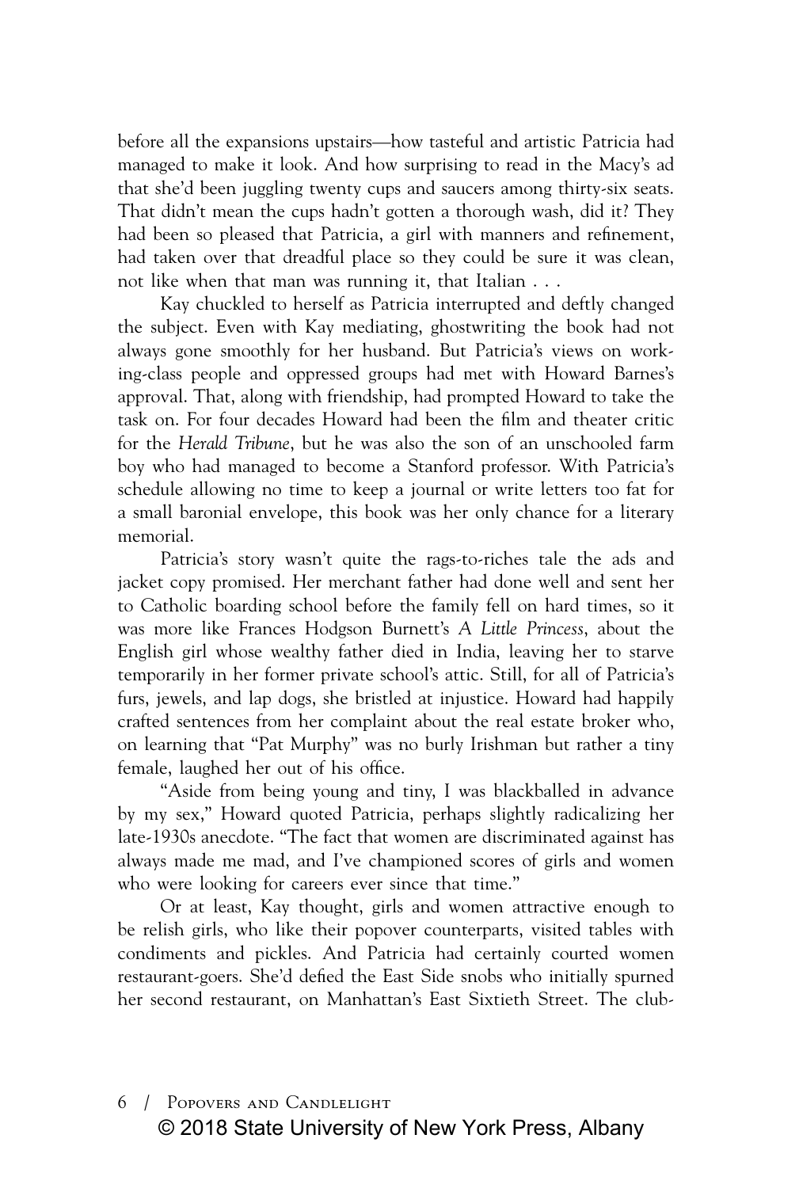before all the expansions upstairs—how tasteful and artistic Patricia had managed to make it look. And how surprising to read in the Macy's ad that she'd been juggling twenty cups and saucers among thirty-six seats. That didn't mean the cups hadn't gotten a thorough wash, did it? They had been so pleased that Patricia, a girl with manners and refinement, had taken over that dreadful place so they could be sure it was clean, not like when that man was running it, that Italian . . .

Kay chuckled to herself as Patricia interrupted and deftly changed the subject. Even with Kay mediating, ghostwriting the book had not always gone smoothly for her husband. But Patricia's views on working-class people and oppressed groups had met with Howard Barnes's approval. That, along with friendship, had prompted Howard to take the task on. For four decades Howard had been the film and theater critic for the *Herald Tribune*, but he was also the son of an unschooled farm boy who had managed to become a Stanford professor. With Patricia's schedule allowing no time to keep a journal or write letters too fat for a small baronial envelope, this book was her only chance for a literary memorial.

Patricia's story wasn't quite the rags-to-riches tale the ads and jacket copy promised. Her merchant father had done well and sent her to Catholic boarding school before the family fell on hard times, so it was more like Frances Hodgson Burnett's *A Little Princess*, about the English girl whose wealthy father died in India, leaving her to starve temporarily in her former private school's attic. Still, for all of Patricia's furs, jewels, and lap dogs, she bristled at injustice. Howard had happily crafted sentences from her complaint about the real estate broker who, on learning that "Pat Murphy" was no burly Irishman but rather a tiny female, laughed her out of his office.

"Aside from being young and tiny, I was blackballed in advance by my sex," Howard quoted Patricia, perhaps slightly radicalizing her late-1930s anecdote. "The fact that women are discriminated against has always made me mad, and I've championed scores of girls and women who were looking for careers ever since that time."

Or at least, Kay thought, girls and women attractive enough to be relish girls, who like their popover counterparts, visited tables with condiments and pickles. And Patricia had certainly courted women restaurant-goers. She'd defied the East Side snobs who initially spurned her second restaurant, on Manhattan's East Sixtieth Street. The club-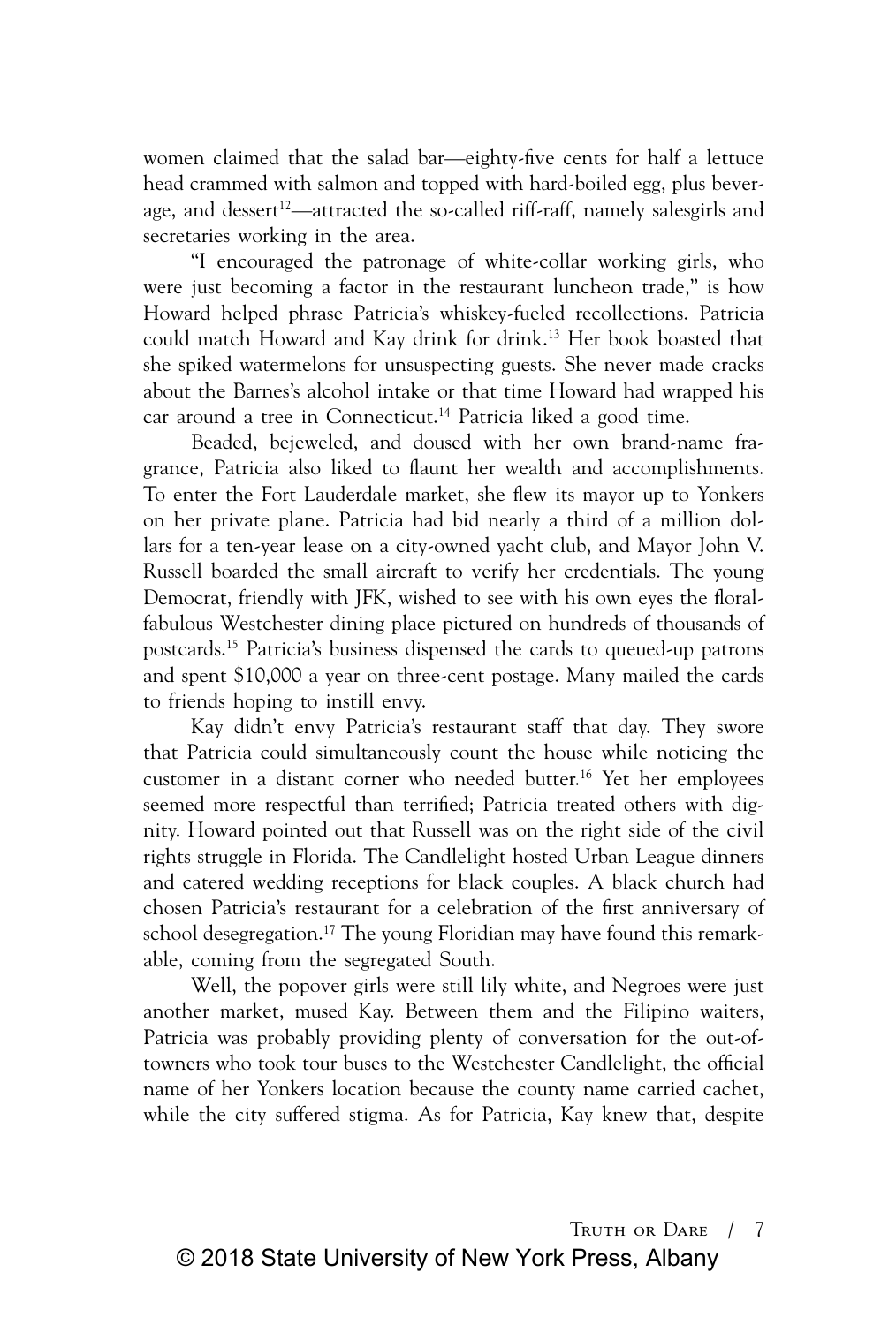women claimed that the salad bar—eighty-five cents for half a lettuce head crammed with salmon and topped with hard-boiled egg, plus beverage, and dessert[12]—attracted the so-called riff-raff, namely salesgirls and secretaries working in the area.

"I encouraged the patronage of white-collar working girls, who were just becoming a factor in the restaurant luncheon trade," is how Howard helped phrase Patricia's whiskey-fueled recollections. Patricia could match Howard and Kay drink for drink.[13] Her book boasted that she spiked watermelons for unsuspecting guests. She never made cracks about the Barnes's alcohol intake or that time Howard had wrapped his car around a tree in Connecticut.[14] Patricia liked a good time.

Beaded, bejeweled, and doused with her own brand-name fragrance, Patricia also liked to flaunt her wealth and accomplishments. To enter the Fort Lauderdale market, she flew its mayor up to Yonkers on her private plane. Patricia had bid nearly a third of a million dollars for a ten-year lease on a city-owned yacht club, and Mayor John V. Russell boarded the small aircraft to verify her credentials. The young Democrat, friendly with JFK, wished to see with his own eyes the floral-fabulous Westchester dining place pictured on hundreds of thousands of postcards.[15] Patricia's business dispensed the cards to queued-up patrons and spent $10,000 a year on three-cent postage. Many mailed the cards to friends hoping to instill envy.

Kay didn't envy Patricia's restaurant staff that day. They swore that Patricia could simultaneously count the house while noticing the customer in a distant corner who needed butter.[16] Yet her employees seemed more respectful than terrified; Patricia treated others with dignity. Howard pointed out that Russell was on the right side of the civil rights struggle in Florida. The Candlelight hosted Urban League dinners and catered wedding receptions for black couples. A black church had chosen Patricia's restaurant for a celebration of the first anniversary of school desegregation.[17] The young Floridian may have found this remarkable, coming from the segregated South.

Well, the popover girls were still lily white, and Negroes were just another market, mused Kay. Between them and the Filipino waiters, Patricia was probably providing plenty of conversation for the out-of-towners who took tour buses to the Westchester Candlelight, the official name of her Yonkers location because the county name carried cachet, while the city suffered stigma. As for Patricia, Kay knew that, despite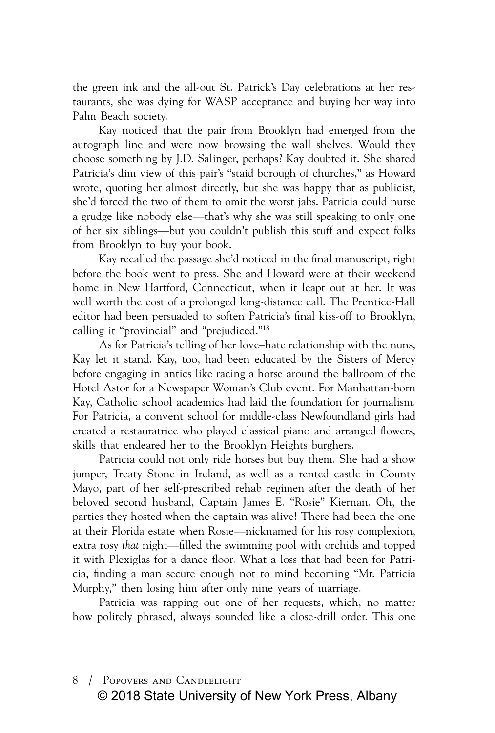the green ink and the all-out St. Patrick's Day celebrations at her restaurants, she was dying for WASP acceptance and buying her way into Palm Beach society.

Kay noticed that the pair from Brooklyn had emerged from the autograph line and were now browsing the wall shelves. Would they choose something by J.D. Salinger, perhaps? Kay doubted it. She shared Patricia's dim view of this pair's "staid borough of churches," as Howard wrote, quoting her almost directly, but she was happy that as publicist, she'd forced the two of them to omit the worst jabs. Patricia could nurse a grudge like nobody else—that's why she was still speaking to only one of her six siblings—but you couldn't publish this stuff and expect folks from Brooklyn to buy your book.

Kay recalled the passage she'd noticed in the final manuscript, right before the book went to press. She and Howard were at their weekend home in New Hartford, Connecticut, when it leapt out at her. It was well worth the cost of a prolonged long-distance call. The Prentice-Hall editor had been persuaded to soften Patricia's final kiss-off to Brooklyn, calling it "provincial" and "prejudiced."[18]

As for Patricia's telling of her love–hate relationship with the nuns, Kay let it stand. Kay, too, had been educated by the Sisters of Mercy before engaging in antics like racing a horse around the ballroom of the Hotel Astor for a Newspaper Woman's Club event. For Manhattan-born Kay, Catholic school academics had laid the foundation for journalism. For Patricia, a convent school for middle-class Newfoundland girls had created a restauratrice who played classical piano and arranged flowers, skills that endeared her to the Brooklyn Heights burghers.

Patricia could not only ride horses but buy them. She had a show jumper, Treaty Stone in Ireland, as well as a rented castle in County Mayo, part of her self-prescribed rehab regimen after the death of her beloved second husband, Captain James E. "Rosie" Kiernan. Oh, the parties they hosted when the captain was alive! There had been the one at their Florida estate when Rosie—nicknamed for his rosy complexion, extra rosy *that* night—filled the swimming pool with orchids and topped it with Plexiglas for a dance floor. What a loss that had been for Patricia, finding a man secure enough not to mind becoming "Mr. Patricia Murphy," then losing him after only nine years of marriage.

Patricia was rapping out one of her requests, which, no matter how politely phrased, always sounded like a close-drill order. This one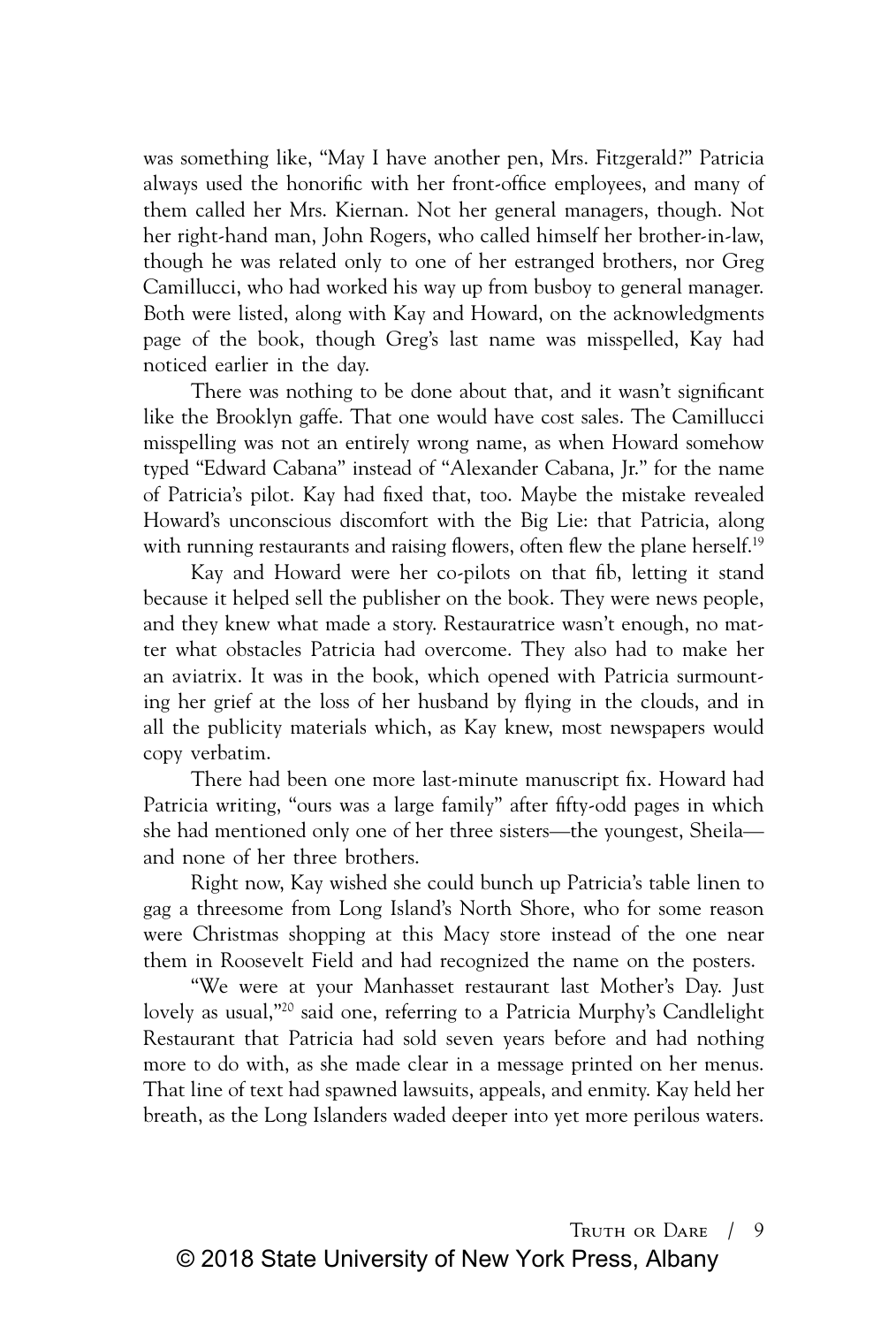was something like, "May I have another pen, Mrs. Fitzgerald?" Patricia always used the honorific with her front-office employees, and many of them called her Mrs. Kiernan. Not her general managers, though. Not her right-hand man, John Rogers, who called himself her brother-in-law, though he was related only to one of her estranged brothers, nor Greg Camillucci, who had worked his way up from busboy to general manager. Both were listed, along with Kay and Howard, on the acknowledgments page of the book, though Greg's last name was misspelled, Kay had noticed earlier in the day.

There was nothing to be done about that, and it wasn't significant like the Brooklyn gaffe. That one would have cost sales. The Camillucci misspelling was not an entirely wrong name, as when Howard somehow typed "Edward Cabana" instead of "Alexander Cabana, Jr." for the name of Patricia's pilot. Kay had fixed that, too. Maybe the mistake revealed Howard's unconscious discomfort with the Big Lie: that Patricia, along with running restaurants and raising flowers, often flew the plane herself.[19]

Kay and Howard were her co-pilots on that fib, letting it stand because it helped sell the publisher on the book. They were news people, and they knew what made a story. Restauratrice wasn't enough, no matter what obstacles Patricia had overcome. They also had to make her an aviatrix. It was in the book, which opened with Patricia surmounting her grief at the loss of her husband by flying in the clouds, and in all the publicity materials which, as Kay knew, most newspapers would copy verbatim.

There had been one more last-minute manuscript fix. Howard had Patricia writing, "ours was a large family" after fifty-odd pages in which she had mentioned only one of her three sisters—the youngest, Sheila—and none of her three brothers.

Right now, Kay wished she could bunch up Patricia's table linen to gag a threesome from Long Island's North Shore, who for some reason were Christmas shopping at this Macy store instead of the one near them in Roosevelt Field and had recognized the name on the posters.

"We were at your Manhasset restaurant last Mother's Day. Just lovely as usual,"[20] said one, referring to a Patricia Murphy's Candlelight Restaurant that Patricia had sold seven years before and had nothing more to do with, as she made clear in a message printed on her menus. That line of text had spawned lawsuits, appeals, and enmity. Kay held her breath, as the Long Islanders waded deeper into yet more perilous waters.

© 2018 State University of New York Press, Albany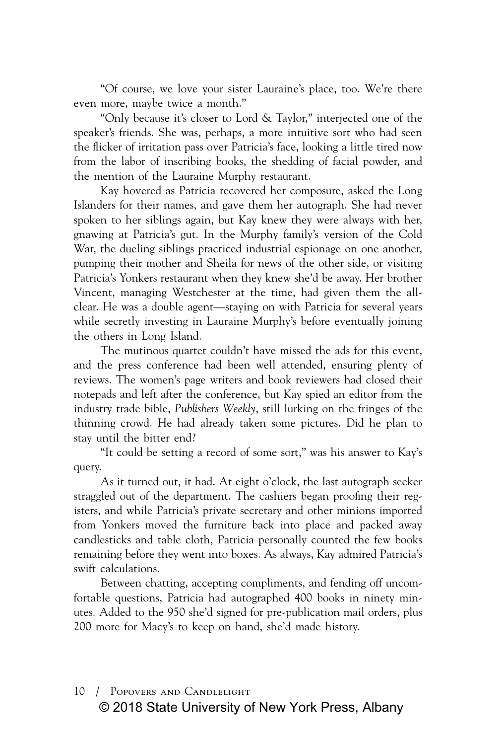"Of course, we love your sister Lauraine's place, too. We're there even more, maybe twice a month."

"Only because it's closer to Lord & Taylor," interjected one of the speaker's friends. She was, perhaps, a more intuitive sort who had seen the flicker of irritation pass over Patricia's face, looking a little tired now from the labor of inscribing books, the shedding of facial powder, and the mention of the Lauraine Murphy restaurant.

Kay hovered as Patricia recovered her composure, asked the Long Islanders for their names, and gave them her autograph. She had never spoken to her siblings again, but Kay knew they were always with her, gnawing at Patricia's gut. In the Murphy family's version of the Cold War, the dueling siblings practiced industrial espionage on one another, pumping their mother and Sheila for news of the other side, or visiting Patricia's Yonkers restaurant when they knew she'd be away. Her brother Vincent, managing Westchester at the time, had given them the all-clear. He was a double agent—staying on with Patricia for several years while secretly investing in Lauraine Murphy's before eventually joining the others in Long Island.

The mutinous quartet couldn't have missed the ads for this event, and the press conference had been well attended, ensuring plenty of reviews. The women's page writers and book reviewers had closed their notepads and left after the conference, but Kay spied an editor from the industry trade bible, *Publishers Weekly*, still lurking on the fringes of the thinning crowd. He had already taken some pictures. Did he plan to stay until the bitter end?

"It could be setting a record of some sort," was his answer to Kay's query.

As it turned out, it had. At eight o'clock, the last autograph seeker straggled out of the department. The cashiers began proofing their registers, and while Patricia's private secretary and other minions imported from Yonkers moved the furniture back into place and packed away candlesticks and table cloth, Patricia personally counted the few books remaining before they went into boxes. As always, Kay admired Patricia's swift calculations.

Between chatting, accepting compliments, and fending off uncomfortable questions, Patricia had autographed 400 books in ninety minutes. Added to the 950 she'd signed for pre-publication mail orders, plus 200 more for Macy's to keep on hand, she'd made history.

© 2018 State University of New York Press, Albany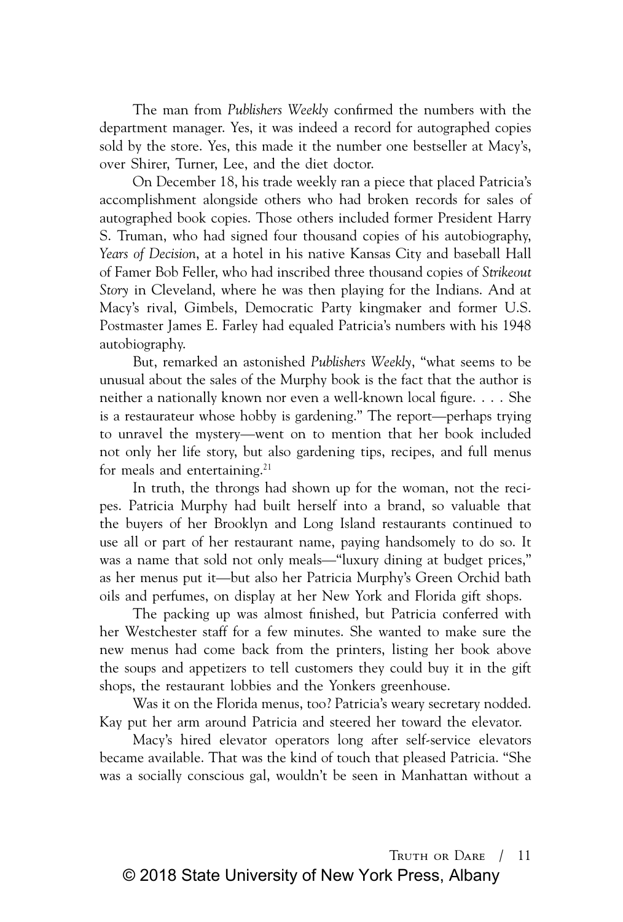The man from *Publishers Weekly* confirmed the numbers with the department manager. Yes, it was indeed a record for autographed copies sold by the store. Yes, this made it the number one bestseller at Macy's, over Shirer, Turner, Lee, and the diet doctor.

On December 18, his trade weekly ran a piece that placed Patricia's accomplishment alongside others who had broken records for sales of autographed book copies. Those others included former President Harry S. Truman, who had signed four thousand copies of his autobiography, *Years of Decision*, at a hotel in his native Kansas City and baseball Hall of Famer Bob Feller, who had inscribed three thousand copies of *Strikeout Story* in Cleveland, where he was then playing for the Indians. And at Macy's rival, Gimbels, Democratic Party kingmaker and former U.S. Postmaster James E. Farley had equaled Patricia's numbers with his 1948 autobiography.

But, remarked an astonished *Publishers Weekly*, "what seems to be unusual about the sales of the Murphy book is the fact that the author is neither a nationally known nor even a well-known local figure. . . . She is a restaurateur whose hobby is gardening." The report—perhaps trying to unravel the mystery—went on to mention that her book included not only her life story, but also gardening tips, recipes, and full menus for meals and entertaining.[21]

In truth, the throngs had shown up for the woman, not the recipes. Patricia Murphy had built herself into a brand, so valuable that the buyers of her Brooklyn and Long Island restaurants continued to use all or part of her restaurant name, paying handsomely to do so. It was a name that sold not only meals—"luxury dining at budget prices," as her menus put it—but also her Patricia Murphy's Green Orchid bath oils and perfumes, on display at her New York and Florida gift shops.

The packing up was almost finished, but Patricia conferred with her Westchester staff for a few minutes. She wanted to make sure the new menus had come back from the printers, listing her book above the soups and appetizers to tell customers they could buy it in the gift shops, the restaurant lobbies and the Yonkers greenhouse.

Was it on the Florida menus, too? Patricia's weary secretary nodded. Kay put her arm around Patricia and steered her toward the elevator.

Macy's hired elevator operators long after self-service elevators became available. That was the kind of touch that pleased Patricia. "She was a socially conscious gal, wouldn't be seen in Manhattan without a

© 2018 State University of New York Press, Albany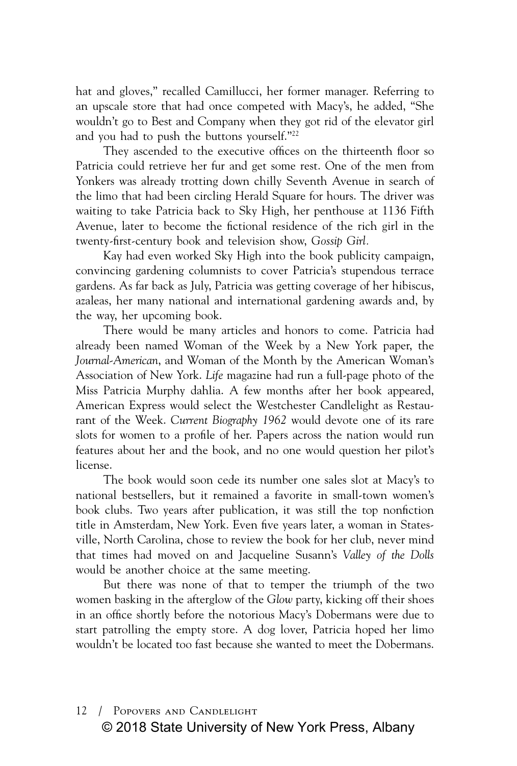hat and gloves," recalled Camillucci, her former manager. Referring to an upscale store that had once competed with Macy's, he added, "She wouldn't go to Best and Company when they got rid of the elevator girl and you had to push the buttons yourself."[22]

They ascended to the executive offices on the thirteenth floor so Patricia could retrieve her fur and get some rest. One of the men from Yonkers was already trotting down chilly Seventh Avenue in search of the limo that had been circling Herald Square for hours. The driver was waiting to take Patricia back to Sky High, her penthouse at 1136 Fifth Avenue, later to become the fictional residence of the rich girl in the twenty-first-century book and television show, *Gossip Girl*.

Kay had even worked Sky High into the book publicity campaign, convincing gardening columnists to cover Patricia's stupendous terrace gardens. As far back as July, Patricia was getting coverage of her hibiscus, azaleas, her many national and international gardening awards and, by the way, her upcoming book.

There would be many articles and honors to come. Patricia had already been named Woman of the Week by a New York paper, the *Journal-American*, and Woman of the Month by the American Woman's Association of New York. *Life* magazine had run a full-page photo of the Miss Patricia Murphy dahlia. A few months after her book appeared, American Express would select the Westchester Candlelight as Restaurant of the Week. *Current Biography 1962* would devote one of its rare slots for women to a profile of her. Papers across the nation would run features about her and the book, and no one would question her pilot's license.

The book would soon cede its number one sales slot at Macy's to national bestsellers, but it remained a favorite in small-town women's book clubs. Two years after publication, it was still the top nonfiction title in Amsterdam, New York. Even five years later, a woman in Statesville, North Carolina, chose to review the book for her club, never mind that times had moved on and Jacqueline Susann's *Valley of the Dolls* would be another choice at the same meeting.

But there was none of that to temper the triumph of the two women basking in the afterglow of the *Glow* party, kicking off their shoes in an office shortly before the notorious Macy's Dobermans were due to start patrolling the empty store. A dog lover, Patricia hoped her limo wouldn't be located too fast because she wanted to meet the Dobermans.

© 2018 State University of New York Press, Albany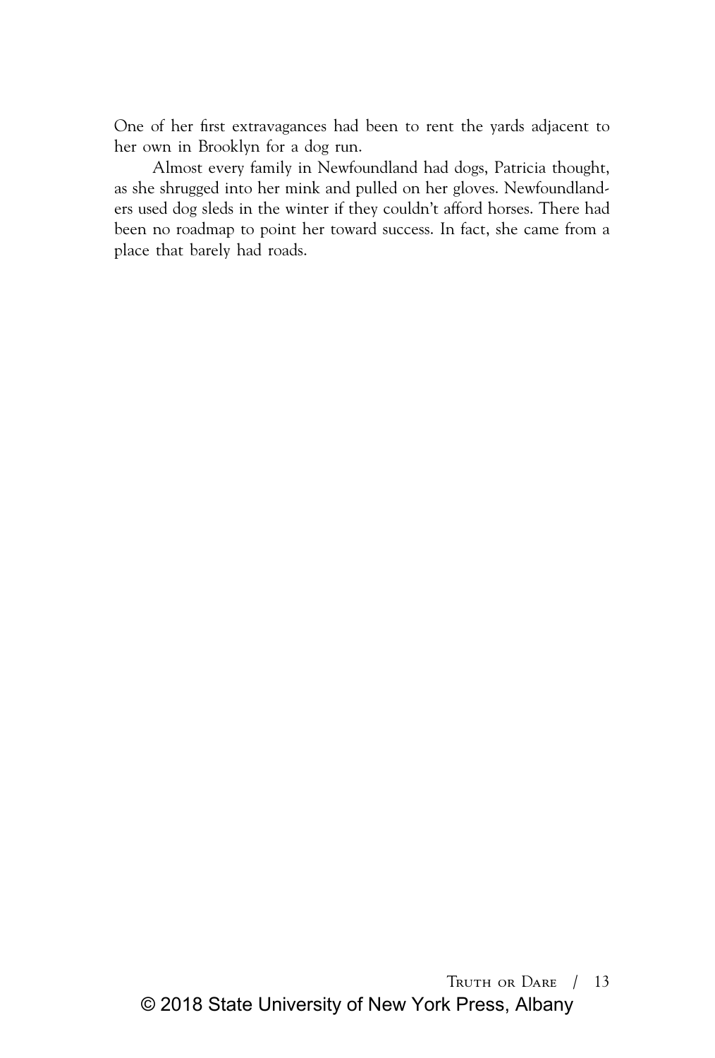One of her first extravagances had been to rent the yards adjacent to her own in Brooklyn for a dog run.

Almost every family in Newfoundland had dogs, Patricia thought, as she shrugged into her mink and pulled on her gloves. Newfoundlanders used dog sleds in the winter if they couldn't afford horses. There had been no roadmap to point her toward success. In fact, she came from a place that barely had roads.